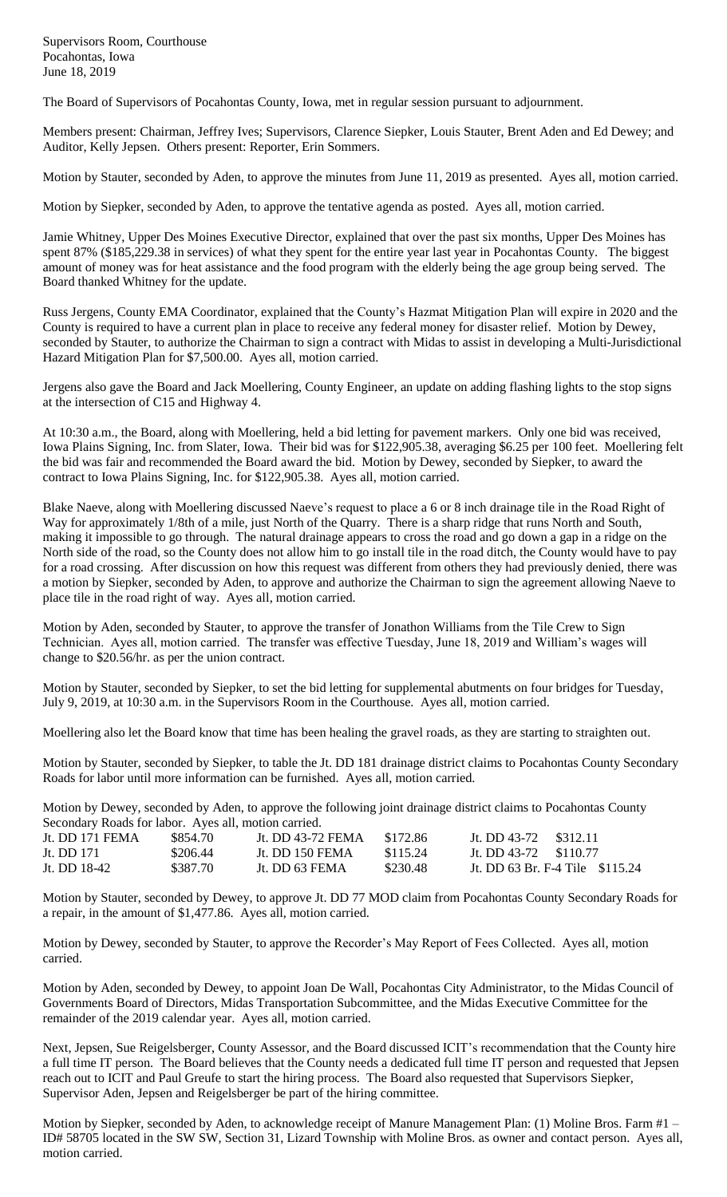Supervisors Room, Courthouse
Pocahontas, Iowa
June 18, 2019

The Board of Supervisors of Pocahontas County, Iowa, met in regular session pursuant to adjournment.

Members present: Chairman, Jeffrey Ives; Supervisors, Clarence Siepker, Louis Stauter, Brent Aden and Ed Dewey; and Auditor, Kelly Jepsen. Others present: Reporter, Erin Sommers.

Motion by Stauter, seconded by Aden, to approve the minutes from June 11, 2019 as presented. Ayes all, motion carried.

Motion by Siepker, seconded by Aden, to approve the tentative agenda as posted. Ayes all, motion carried.

Jamie Whitney, Upper Des Moines Executive Director, explained that over the past six months, Upper Des Moines has spent 87% ($185,229.38 in services) of what they spent for the entire year last year in Pocahontas County. The biggest amount of money was for heat assistance and the food program with the elderly being the age group being served. The Board thanked Whitney for the update.

Russ Jergens, County EMA Coordinator, explained that the County's Hazmat Mitigation Plan will expire in 2020 and the County is required to have a current plan in place to receive any federal money for disaster relief. Motion by Dewey, seconded by Stauter, to authorize the Chairman to sign a contract with Midas to assist in developing a Multi-Jurisdictional Hazard Mitigation Plan for $7,500.00. Ayes all, motion carried.

Jergens also gave the Board and Jack Moellering, County Engineer, an update on adding flashing lights to the stop signs at the intersection of C15 and Highway 4.

At 10:30 a.m., the Board, along with Moellering, held a bid letting for pavement markers. Only one bid was received, Iowa Plains Signing, Inc. from Slater, Iowa. Their bid was for $122,905.38, averaging $6.25 per 100 feet. Moellering felt the bid was fair and recommended the Board award the bid. Motion by Dewey, seconded by Siepker, to award the contract to Iowa Plains Signing, Inc. for $122,905.38. Ayes all, motion carried.

Blake Naeve, along with Moellering discussed Naeve's request to place a 6 or 8 inch drainage tile in the Road Right of Way for approximately 1/8th of a mile, just North of the Quarry. There is a sharp ridge that runs North and South, making it impossible to go through. The natural drainage appears to cross the road and go down a gap in a ridge on the North side of the road, so the County does not allow him to go install tile in the road ditch, the County would have to pay for a road crossing. After discussion on how this request was different from others they had previously denied, there was a motion by Siepker, seconded by Aden, to approve and authorize the Chairman to sign the agreement allowing Naeve to place tile in the road right of way. Ayes all, motion carried.

Motion by Aden, seconded by Stauter, to approve the transfer of Jonathon Williams from the Tile Crew to Sign Technician. Ayes all, motion carried. The transfer was effective Tuesday, June 18, 2019 and William's wages will change to $20.56/hr. as per the union contract.

Motion by Stauter, seconded by Siepker, to set the bid letting for supplemental abutments on four bridges for Tuesday, July 9, 2019, at 10:30 a.m. in the Supervisors Room in the Courthouse. Ayes all, motion carried.

Moellering also let the Board know that time has been healing the gravel roads, as they are starting to straighten out.

Motion by Stauter, seconded by Siepker, to table the Jt. DD 181 drainage district claims to Pocahontas County Secondary Roads for labor until more information can be furnished. Ayes all, motion carried.

Motion by Dewey, seconded by Aden, to approve the following joint drainage district claims to Pocahontas County Secondary Roads for labor. Ayes all, motion carried.

| | | | | | |
|---|---|---|---|---|---|
| Jt. DD 171 FEMA | $854.70 | Jt. DD 43-72 FEMA | $172.86 | Jt. DD 43-72 | $312.11 |
| Jt. DD 171 | $206.44 | Jt. DD 150 FEMA | $115.24 | Jt. DD 43-72 | $110.77 |
| Jt. DD 18-42 | $387.70 | Jt. DD 63 FEMA | $230.48 | Jt. DD 63 Br. F-4 Tile | $115.24 |

Motion by Stauter, seconded by Dewey, to approve Jt. DD 77 MOD claim from Pocahontas County Secondary Roads for a repair, in the amount of $1,477.86. Ayes all, motion carried.

Motion by Dewey, seconded by Stauter, to approve the Recorder's May Report of Fees Collected. Ayes all, motion carried.

Motion by Aden, seconded by Dewey, to appoint Joan De Wall, Pocahontas City Administrator, to the Midas Council of Governments Board of Directors, Midas Transportation Subcommittee, and the Midas Executive Committee for the remainder of the 2019 calendar year. Ayes all, motion carried.

Next, Jepsen, Sue Reigelsberger, County Assessor, and the Board discussed ICIT's recommendation that the County hire a full time IT person. The Board believes that the County needs a dedicated full time IT person and requested that Jepsen reach out to ICIT and Paul Greufe to start the hiring process. The Board also requested that Supervisors Siepker, Supervisor Aden, Jepsen and Reigelsberger be part of the hiring committee.

Motion by Siepker, seconded by Aden, to acknowledge receipt of Manure Management Plan: (1) Moline Bros. Farm #1 – ID# 58705 located in the SW SW, Section 31, Lizard Township with Moline Bros. as owner and contact person. Ayes all, motion carried.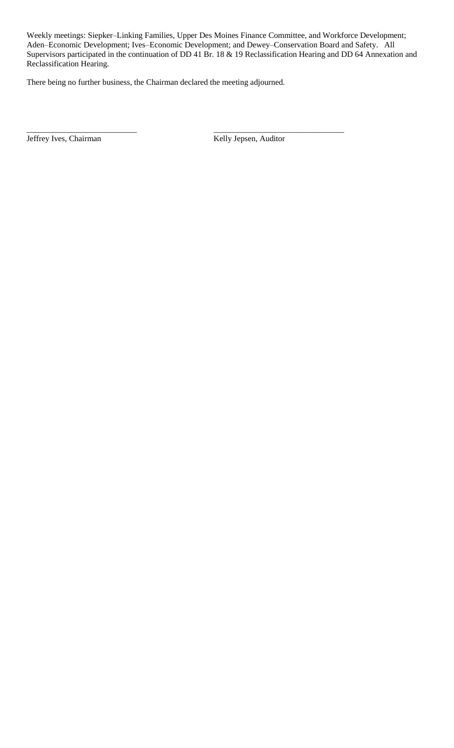Weekly meetings: Siepker–Linking Families, Upper Des Moines Finance Committee, and Workforce Development; Aden–Economic Development; Ives–Economic Development; and Dewey–Conservation Board and Safety. All Supervisors participated in the continuation of DD 41 Br. 18 & 19 Reclassification Hearing and DD 64 Annexation and Reclassification Hearing.

There being no further business, the Chairman declared the meeting adjourned.

| | |
|---|---|
| ___________________________ | ________________________________ |
| Jeffrey Ives, Chairman | Kelly Jepsen, Auditor |